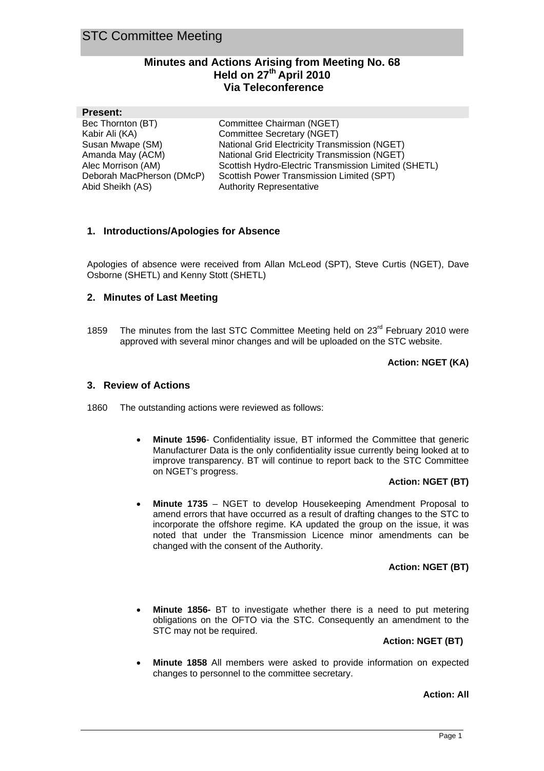# STC Committee Meeting

## Minutes and Actions Arising from Meeting No. 68
## Held on 27th April 2010
## Via Teleconference

**Present:**

| | |
|---|---|
| Bec Thornton (BT) | Committee Chairman (NGET) |
| Kabir Ali (KA) | Committee Secretary (NGET) |
| Susan Mwape (SM) | National Grid Electricity Transmission (NGET) |
| Amanda May (ACM) | National Grid Electricity Transmission (NGET) |
| Alec Morrison (AM) | Scottish Hydro-Electric Transmission Limited (SHETL) |
| Deborah MacPherson (DMcP) | Scottish Power Transmission Limited (SPT) |
| Abid Sheikh (AS) | Authority Representative |

### 1. Introductions/Apologies for Absence

Apologies of absence were received from Allan McLeod (SPT), Steve Curtis (NGET), Dave Osborne (SHETL) and Kenny Stott (SHETL)

### 2. Minutes of Last Meeting

1859 The minutes from the last STC Committee Meeting held on 23rd February 2010 were approved with several minor changes and will be uploaded on the STC website.

**Action: NGET (KA)**

### 3. Review of Actions

1860 The outstanding actions were reviewed as follows:

- **Minute 1596**- Confidentiality issue, BT informed the Committee that generic Manufacturer Data is the only confidentiality issue currently being looked at to improve transparency. BT will continue to report back to the STC Committee on NGET's progress.

  **Action: NGET (BT)**

- **Minute 1735** – NGET to develop Housekeeping Amendment Proposal to amend errors that have occurred as a result of drafting changes to the STC to incorporate the offshore regime. KA updated the group on the issue, it was noted that under the Transmission Licence minor amendments can be changed with the consent of the Authority.

  **Action: NGET (BT)**

- **Minute 1856-** BT to investigate whether there is a need to put metering obligations on the OFTO via the STC. Consequently an amendment to the STC may not be required.

  **Action: NGET (BT)**

- **Minute 1858** All members were asked to provide information on expected changes to personnel to the committee secretary.

  **Action: All**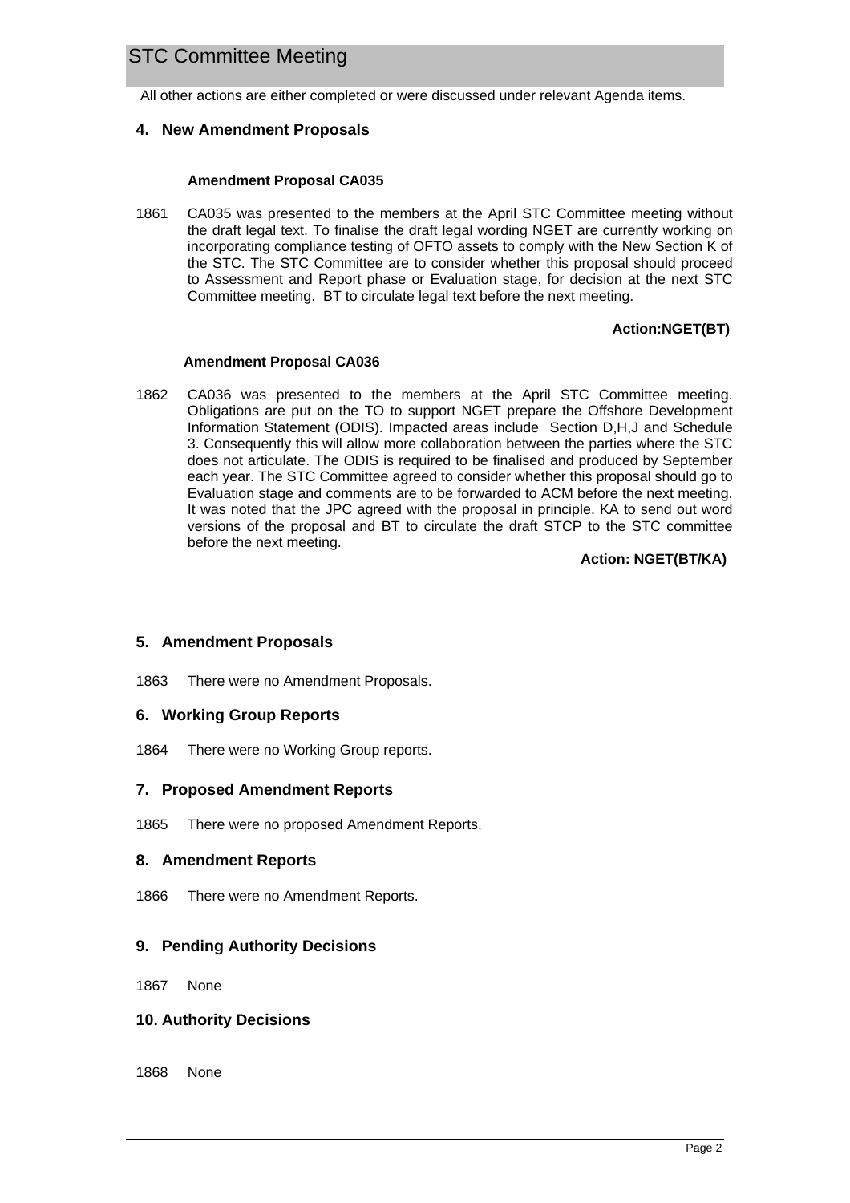All other actions are either completed or were discussed under relevant Agenda items.

## 4. New Amendment Proposals

**Amendment Proposal CA035**

1861 CA035 was presented to the members at the April STC Committee meeting without the draft legal text. To finalise the draft legal wording NGET are currently working on incorporating compliance testing of OFTO assets to comply with the New Section K of the STC. The STC Committee are to consider whether this proposal should proceed to Assessment and Report phase or Evaluation stage, for decision at the next STC Committee meeting. BT to circulate legal text before the next meeting.

**Action:NGET(BT)**

**Amendment Proposal CA036**

1862 CA036 was presented to the members at the April STC Committee meeting. Obligations are put on the TO to support NGET prepare the Offshore Development Information Statement (ODIS). Impacted areas include Section D,H,J and Schedule 3. Consequently this will allow more collaboration between the parties where the STC does not articulate. The ODIS is required to be finalised and produced by September each year. The STC Committee agreed to consider whether this proposal should go to Evaluation stage and comments are to be forwarded to ACM before the next meeting. It was noted that the JPC agreed with the proposal in principle. KA to send out word versions of the proposal and BT to circulate the draft STCP to the STC committee before the next meeting.

**Action: NGET(BT/KA)**

## 5. Amendment Proposals

1863 There were no Amendment Proposals.

## 6. Working Group Reports

1864 There were no Working Group reports.

## 7. Proposed Amendment Reports

1865 There were no proposed Amendment Reports.

## 8. Amendment Reports

1866 There were no Amendment Reports.

## 9. Pending Authority Decisions

1867 None

## 10. Authority Decisions

1868 None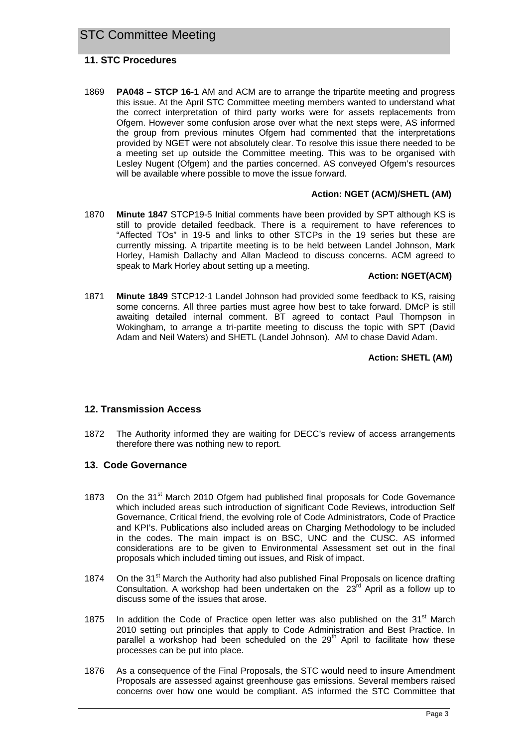## 11. STC Procedures

1869 **PA048 – STCP 16-1** AM and ACM are to arrange the tripartite meeting and progress this issue. At the April STC Committee meeting members wanted to understand what the correct interpretation of third party works were for assets replacements from Ofgem. However some confusion arose over what the next steps were, AS informed the group from previous minutes Ofgem had commented that the interpretations provided by NGET were not absolutely clear. To resolve this issue there needed to be a meeting set up outside the Committee meeting. This was to be organised with Lesley Nugent (Ofgem) and the parties concerned. AS conveyed Ofgem's resources will be available where possible to move the issue forward.

**Action: NGET (ACM)/SHETL (AM)**

1870 **Minute 1847** STCP19-5 Initial comments have been provided by SPT although KS is still to provide detailed feedback. There is a requirement to have references to "Affected TOs" in 19-5 and links to other STCPs in the 19 series but these are currently missing. A tripartite meeting is to be held between Landel Johnson, Mark Horley, Hamish Dallachy and Allan Macleod to discuss concerns. ACM agreed to speak to Mark Horley about setting up a meeting.

**Action: NGET(ACM)**

1871 **Minute 1849** STCP12-1 Landel Johnson had provided some feedback to KS, raising some concerns. All three parties must agree how best to take forward. DMcP is still awaiting detailed internal comment. BT agreed to contact Paul Thompson in Wokingham, to arrange a tri-partite meeting to discuss the topic with SPT (David Adam and Neil Waters) and SHETL (Landel Johnson). AM to chase David Adam.

**Action: SHETL (AM)**

## 12. Transmission Access

1872 The Authority informed they are waiting for DECC's review of access arrangements therefore there was nothing new to report.

## 13. Code Governance

1873 On the 31st March 2010 Ofgem had published final proposals for Code Governance which included areas such introduction of significant Code Reviews, introduction Self Governance, Critical friend, the evolving role of Code Administrators, Code of Practice and KPI's. Publications also included areas on Charging Methodology to be included in the codes. The main impact is on BSC, UNC and the CUSC. AS informed considerations are to be given to Environmental Assessment set out in the final proposals which included timing out issues, and Risk of impact.

1874 On the 31st March the Authority had also published Final Proposals on licence drafting Consultation. A workshop had been undertaken on the 23rd April as a follow up to discuss some of the issues that arose.

1875 In addition the Code of Practice open letter was also published on the 31st March 2010 setting out principles that apply to Code Administration and Best Practice. In parallel a workshop had been scheduled on the 29th April to facilitate how these processes can be put into place.

1876 As a consequence of the Final Proposals, the STC would need to insure Amendment Proposals are assessed against greenhouse gas emissions. Several members raised concerns over how one would be compliant. AS informed the STC Committee that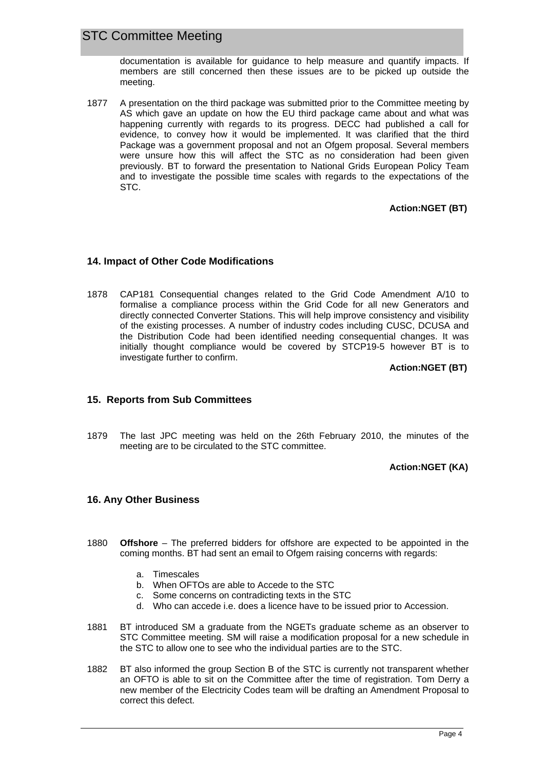documentation is available for guidance to help measure and quantify impacts. If members are still concerned then these issues are to be picked up outside the meeting.

1877 A presentation on the third package was submitted prior to the Committee meeting by AS which gave an update on how the EU third package came about and what was happening currently with regards to its progress. DECC had published a call for evidence, to convey how it would be implemented. It was clarified that the third Package was a government proposal and not an Ofgem proposal. Several members were unsure how this will affect the STC as no consideration had been given previously. BT to forward the presentation to National Grids European Policy Team and to investigate the possible time scales with regards to the expectations of the STC.

**Action:NGET (BT)**

### 14. Impact of Other Code Modifications

1878 CAP181 Consequential changes related to the Grid Code Amendment A/10 to formalise a compliance process within the Grid Code for all new Generators and directly connected Converter Stations. This will help improve consistency and visibility of the existing processes. A number of industry codes including CUSC, DCUSA and the Distribution Code had been identified needing consequential changes. It was initially thought compliance would be covered by STCP19-5 however BT is to investigate further to confirm.

**Action:NGET (BT)**

### 15. Reports from Sub Committees

1879 The last JPC meeting was held on the 26th February 2010, the minutes of the meeting are to be circulated to the STC committee.

**Action:NGET (KA)**

### 16. Any Other Business

1880 **Offshore** – The preferred bidders for offshore are expected to be appointed in the coming months. BT had sent an email to Ofgem raising concerns with regards:

a. Timescales
b. When OFTOs are able to Accede to the STC
c. Some concerns on contradicting texts in the STC
d. Who can accede i.e. does a licence have to be issued prior to Accession.

1881 BT introduced SM a graduate from the NGETs graduate scheme as an observer to STC Committee meeting. SM will raise a modification proposal for a new schedule in the STC to allow one to see who the individual parties are to the STC.

1882 BT also informed the group Section B of the STC is currently not transparent whether an OFTO is able to sit on the Committee after the time of registration. Tom Derry a new member of the Electricity Codes team will be drafting an Amendment Proposal to correct this defect.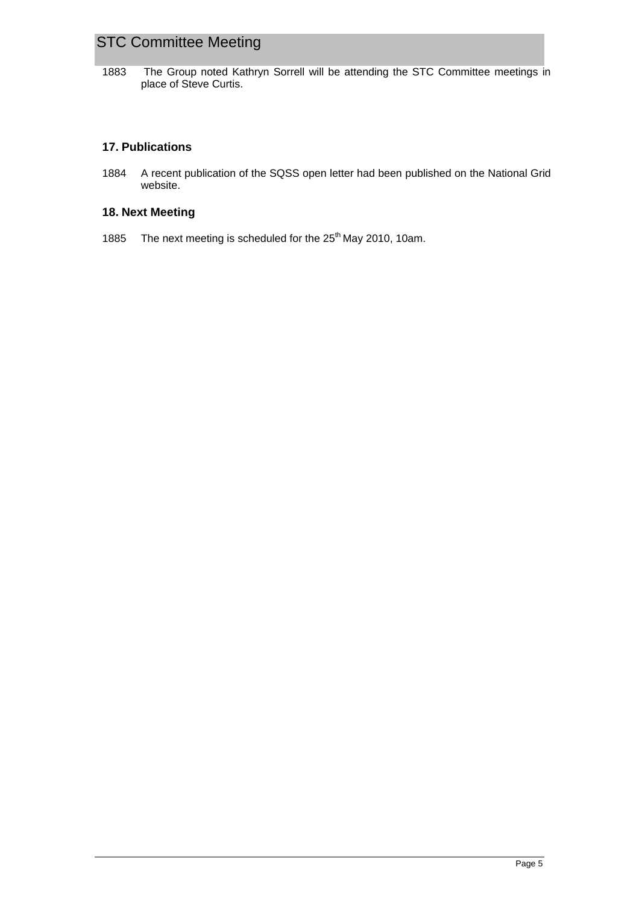1883 The Group noted Kathryn Sorrell will be attending the STC Committee meetings in place of Steve Curtis.

## 17. Publications

1884 A recent publication of the SQSS open letter had been published on the National Grid website.

## 18. Next Meeting

1885 The next meeting is scheduled for the 25th May 2010, 10am.